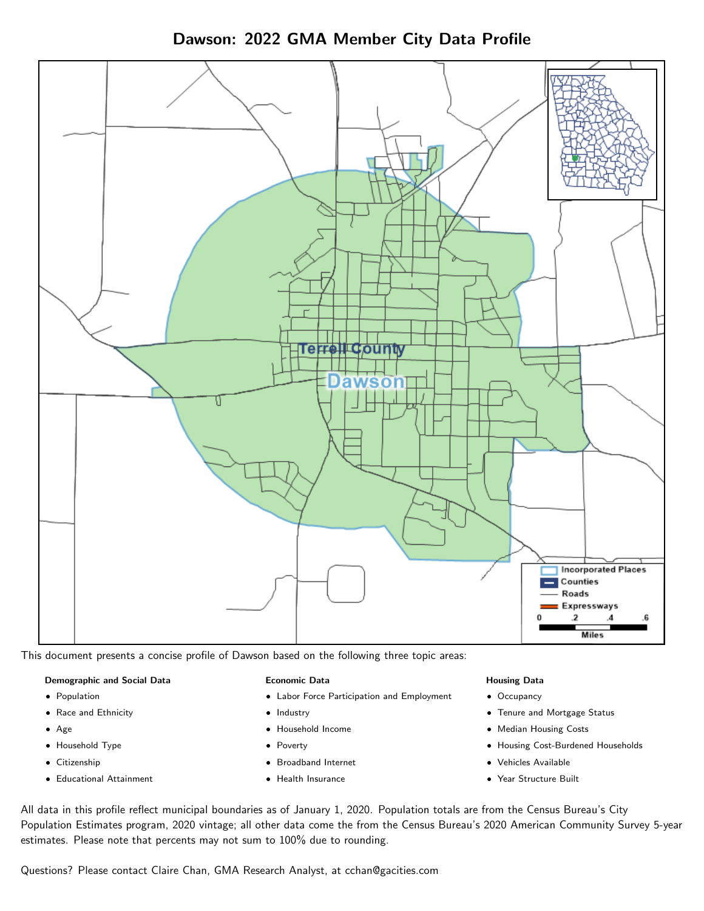# Dawson: 2022 GMA Member City Data Profile

This document presents a concise profile of Dawson based on the following three topic areas:

**Demographic and Social Data**

- Population
- Race and Ethnicity
- Age
- Household Type
- Citizenship
- Educational Attainment

**Economic Data**

- Labor Force Participation and Employment
- Industry
- Household Income
- Poverty
- Broadband Internet
- Health Insurance

**Housing Data**

- Occupancy
- Tenure and Mortgage Status
- Median Housing Costs
- Housing Cost-Burdened Households
- Vehicles Available
- Year Structure Built

All data in this profile reflect municipal boundaries as of January 1, 2020. Population totals are from the Census Bureau's City Population Estimates program, 2020 vintage; all other data come the from the Census Bureau's 2020 American Community Survey 5-year estimates. Please note that percents may not sum to 100% due to rounding.

Questions? Please contact Claire Chan, GMA Research Analyst, at cchan@gacities.com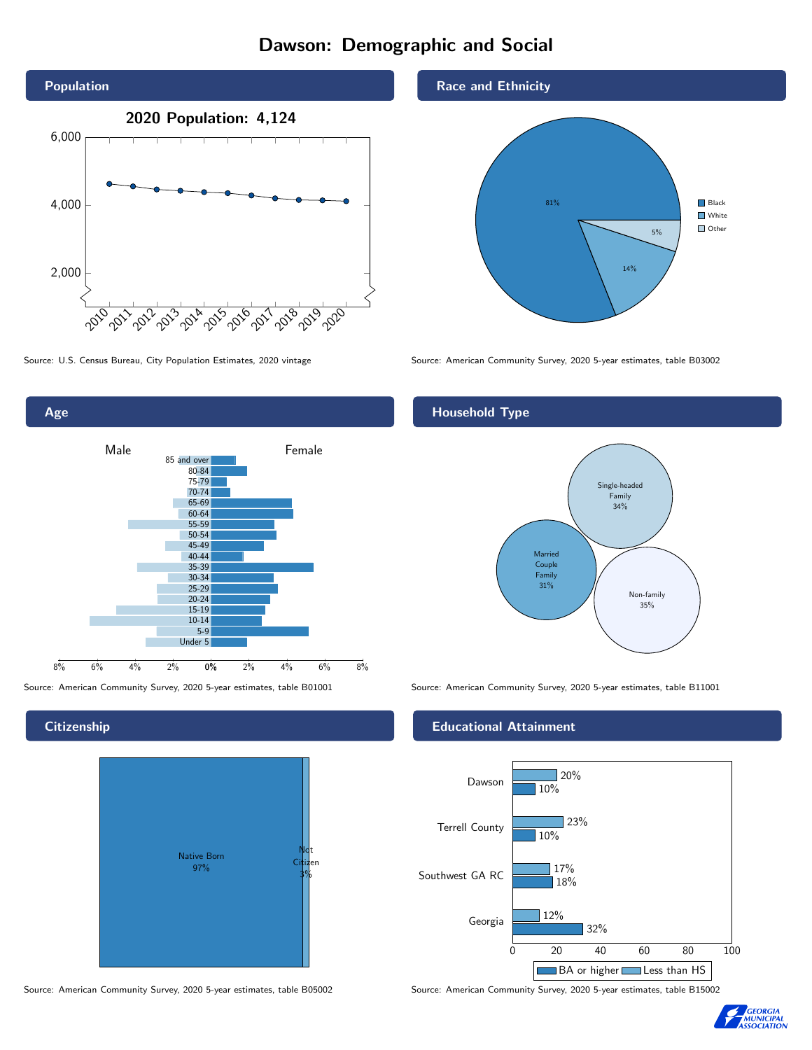# Dawson: Demographic and Social

## Population

**2020 Population: 4,124**

Source: U.S. Census Bureau, City Population Estimates, 2020 vintage

## Race and Ethnicity

| Race | Percent |
|---|---|
| Black | 81% |
| White | 14% |
| Other | 5% |

Source: American Community Survey, 2020 5-year estimates, table B03002

## Age

Source: American Community Survey, 2020 5-year estimates, table B01001

## Household Type

| Household Type | Percent |
|---|---|
| Single-headed Family | 34% |
| Married Couple Family | 31% |
| Non-family | 35% |

Source: American Community Survey, 2020 5-year estimates, table B11001

## Citizenship

| Citizenship | Percent |
|---|---|
| Native Born | 97% |
| Not Citizen | 3% |

Source: American Community Survey, 2020 5-year estimates, table B05002

## Educational Attainment

| Area | Less than HS | BA or higher |
|---|---|---|
| Dawson | 20% | 10% |
| Terrell County | 23% | 10% |
| Southwest GA RC | 17% | 18% |
| Georgia | 12% | 32% |

Source: American Community Survey, 2020 5-year estimates, table B15002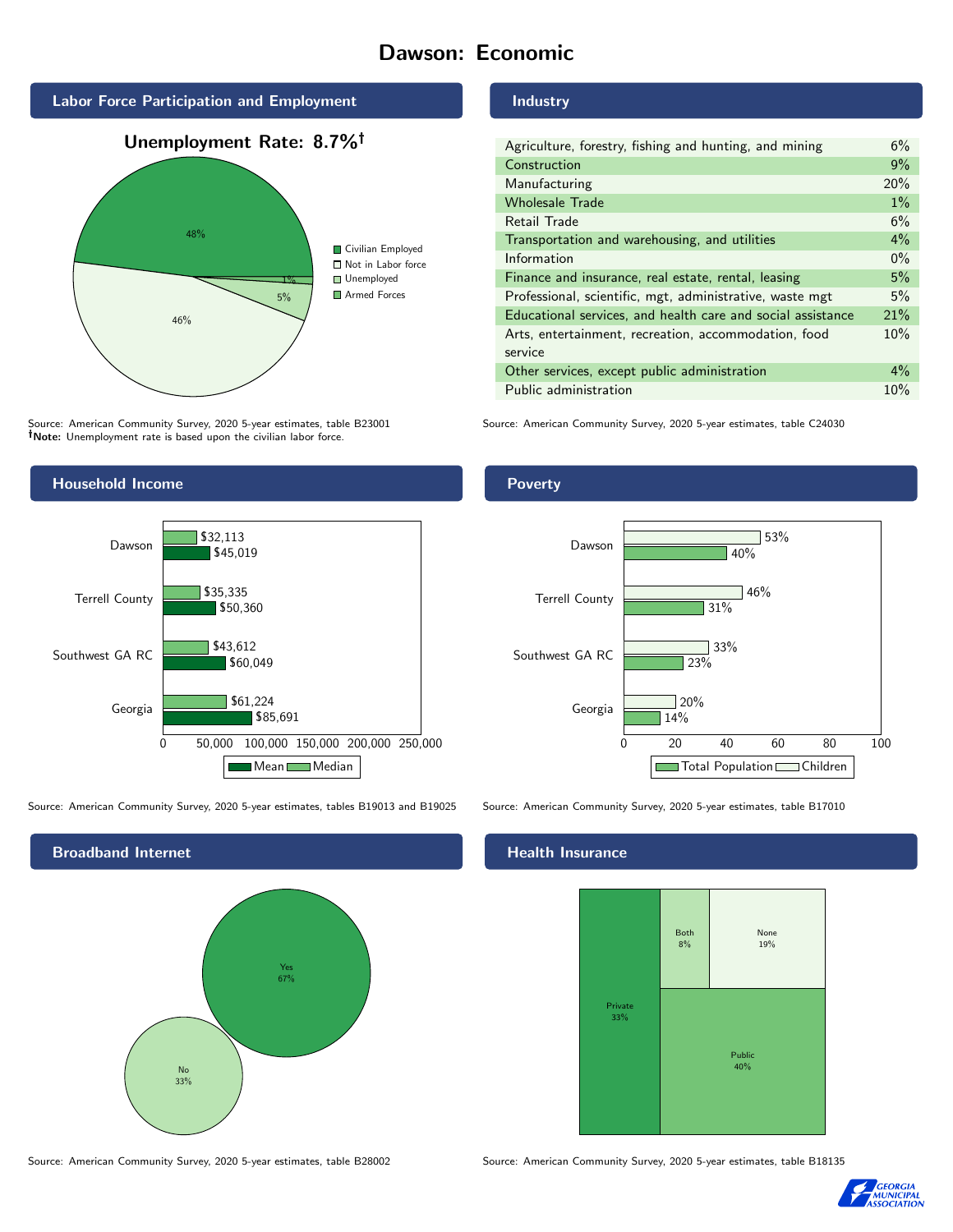# Dawson: Economic

## Labor Force Participation and Employment

**Unemployment Rate: 8.7%†**

| Category | Percent |
|---|---|
| Civilian Employed | 48% |
| Not in Labor force | 46% |
| Unemployed | 5% |
| Armed Forces | 1% |

Source: American Community Survey, 2020 5-year estimates, table B23001
**†Note:** Unemployment rate is based upon the civilian labor force.

## Industry

| Industry | Percent |
|---|---|
| Agriculture, forestry, fishing and hunting, and mining | 6% |
| Construction | 9% |
| Manufacturing | 20% |
| Wholesale Trade | 1% |
| Retail Trade | 6% |
| Transportation and warehousing, and utilities | 4% |
| Information | 0% |
| Finance and insurance, real estate, rental, leasing | 5% |
| Professional, scientific, mgt, administrative, waste mgt | 5% |
| Educational services, and health care and social assistance | 21% |
| Arts, entertainment, recreation, accommodation, food service | 10% |
| Other services, except public administration | 4% |
| Public administration | 10% |

Source: American Community Survey, 2020 5-year estimates, table C24030

## Household Income

| Area | Median | Mean |
|---|---|---|
| Dawson | $32,113 | $45,019 |
| Terrell County | $35,335 | $50,360 |
| Southwest GA RC | $43,612 | $60,049 |
| Georgia | $61,224 | $85,691 |

Source: American Community Survey, 2020 5-year estimates, tables B19013 and B19025

## Poverty

| Area | Children | Total Population |
|---|---|---|
| Dawson | 53% | 40% |
| Terrell County | 46% | 31% |
| Southwest GA RC | 33% | 23% |
| Georgia | 20% | 14% |

Source: American Community Survey, 2020 5-year estimates, table B17010

## Broadband Internet

| Response | Percent |
|---|---|
| Yes | 67% |
| No | 33% |

Source: American Community Survey, 2020 5-year estimates, table B28002

## Health Insurance

| Type | Percent |
|---|---|
| Private | 33% |
| Public | 40% |
| Both | 8% |
| None | 19% |

Source: American Community Survey, 2020 5-year estimates, table B18135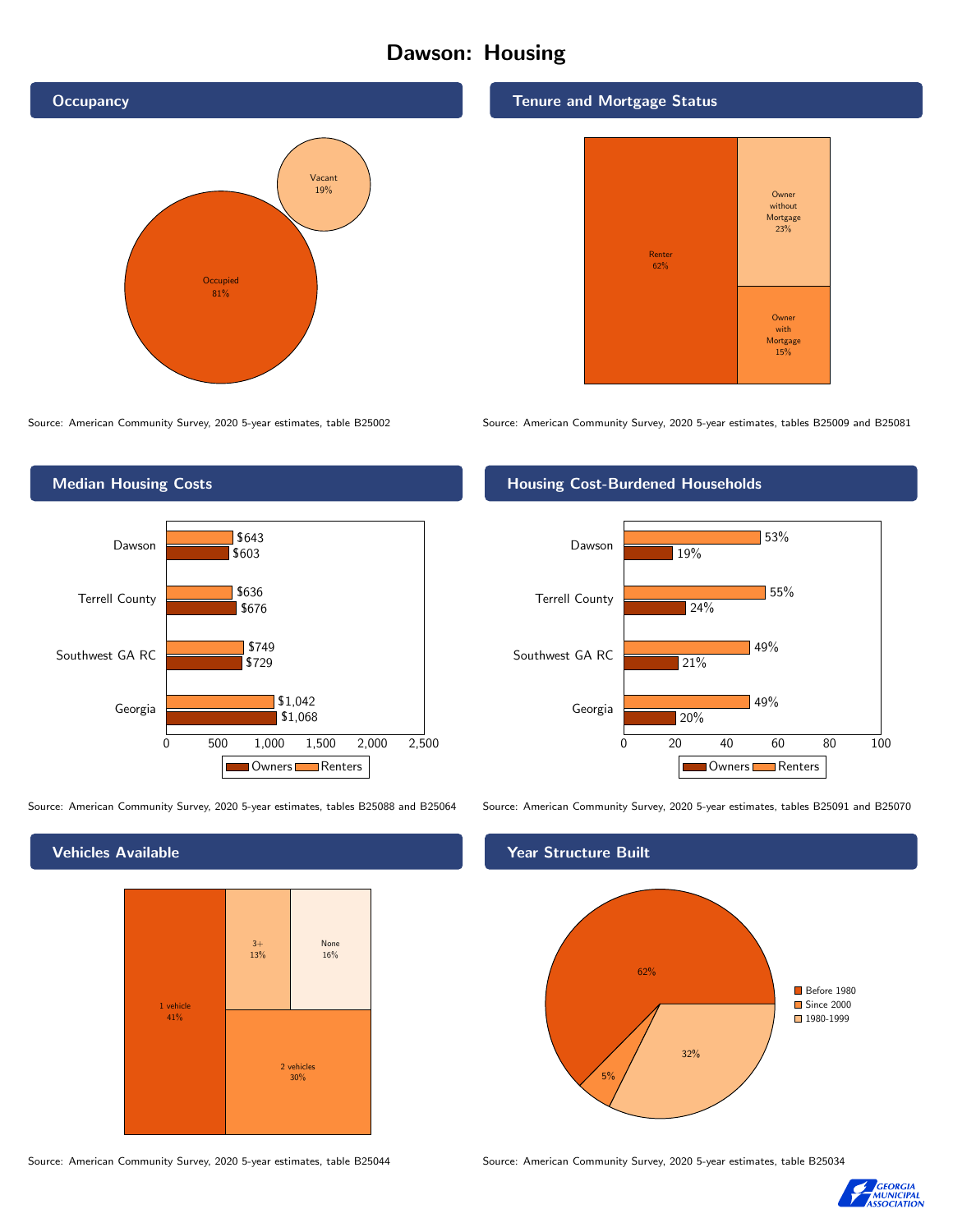# Dawson: Housing

## Occupancy

Vacant
19%

Occupied
81%

Source: American Community Survey, 2020 5-year estimates, table B25002

## Tenure and Mortgage Status

Renter
62%

Owner without Mortgage
23%

Owner with Mortgage
15%

Source: American Community Survey, 2020 5-year estimates, tables B25009 and B25081

## Median Housing Costs

Dawson
$643
$603

Terrell County
$636
$676

Southwest GA RC
$749
$729

Georgia
$1,042
$1,068

0 500 1,000 1,500 2,000 2,500

Owners Renters

Source: American Community Survey, 2020 5-year estimates, tables B25088 and B25064

## Housing Cost-Burdened Households

Dawson
53%
19%

Terrell County
55%
24%

Southwest GA RC
49%
21%

Georgia
49%
20%

0 20 40 60 80 100

Owners Renters

Source: American Community Survey, 2020 5-year estimates, tables B25091 and B25070

## Vehicles Available

1 vehicle
41%

3+
13%

None
16%

2 vehicles
30%

Source: American Community Survey, 2020 5-year estimates, table B25044

## Year Structure Built

62%

5%

32%

Before 1980
Since 2000
1980-1999

Source: American Community Survey, 2020 5-year estimates, table B25034